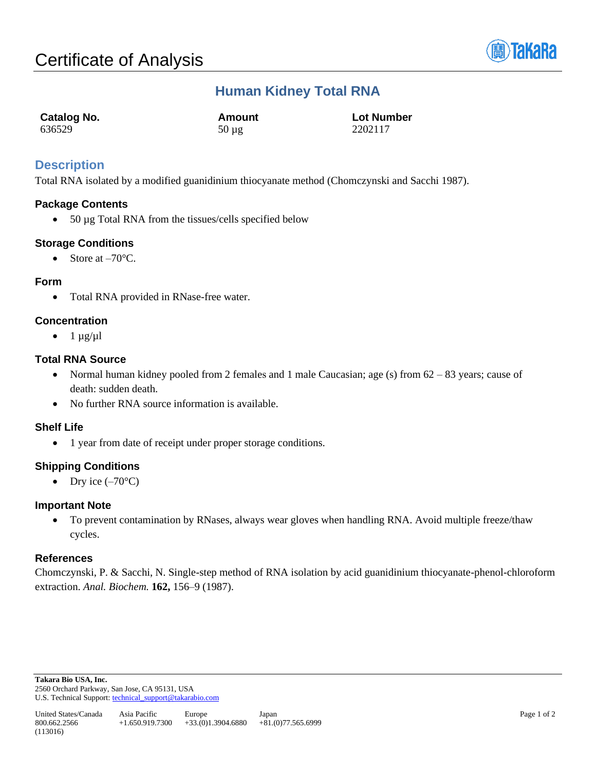# Certificate of Analysis

## Human Kidney Total RNA

| Catalog No. | Amount | Lot Number |
| --- | --- | --- |
| 636529 | 50 µg | 2202117 |

## Description

Total RNA isolated by a modified guanidinium thiocyanate method (Chomczynski and Sacchi 1987).

### Package Contents

- 50 µg Total RNA from the tissues/cells specified below

### Storage Conditions

- Store at –70°C.

### Form

- Total RNA provided in RNase-free water.

### Concentration

- 1 µg/µl

### Total RNA Source

- Normal human kidney pooled from 2 females and 1 male Caucasian; age (s) from 62 – 83 years; cause of death: sudden death.
- No further RNA source information is available.

### Shelf Life

- 1 year from date of receipt under proper storage conditions.

### Shipping Conditions

- Dry ice (–70°C)

### Important Note

- To prevent contamination by RNases, always wear gloves when handling RNA. Avoid multiple freeze/thaw cycles.

### References

Chomczynski, P. & Sacchi, N. Single-step method of RNA isolation by acid guanidinium thiocyanate-phenol-chloroform extraction. *Anal. Biochem.* **162,** 156–9 (1987).

**Takara Bio USA, Inc.**
2560 Orchard Parkway, San Jose, CA 95131, USA
U.S. Technical Support: technical_support@takarabio.com

| United States/Canada | Asia Pacific | Europe | Japan |
| --- | --- | --- | --- |
| 800.662.2566 | +1.650.919.7300 | +33.(0)1.3904.6880 | +81.(0)77.565.6999 |

(113016)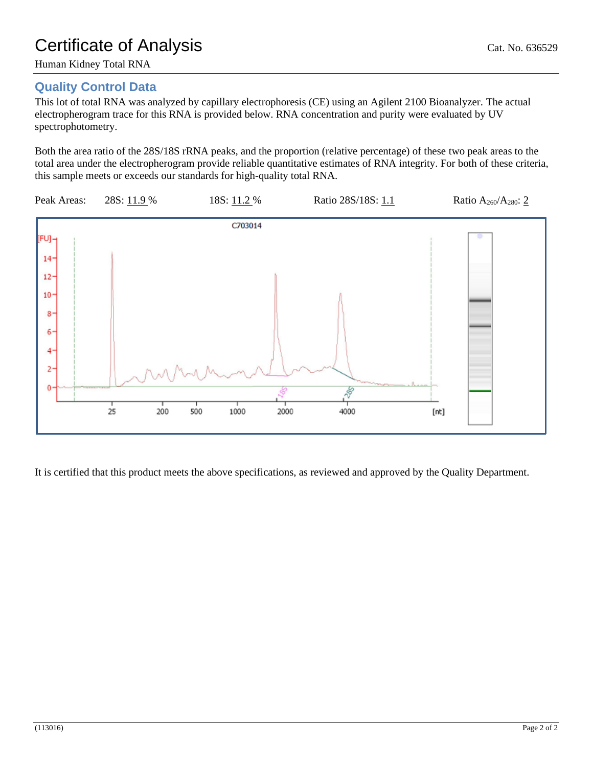# Certificate of Analysis

Cat. No. 636529

Human Kidney Total RNA

## Quality Control Data

This lot of total RNA was analyzed by capillary electrophoresis (CE) using an Agilent 2100 Bioanalyzer. The actual electropherogram trace for this RNA is provided below. RNA concentration and purity were evaluated by UV spectrophotometry.

Both the area ratio of the 28S/18S rRNA peaks, and the proportion (relative percentage) of these two peak areas to the total area under the electropherogram provide reliable quantitative estimates of RNA integrity. For both of these criteria, this sample meets or exceeds our standards for high-quality total RNA.

Peak Areas: 28S: 11.9 % 18S: 11.2 % Ratio 28S/18S: 1.1 Ratio $A_{260}/A_{280}$: 2

It is certified that this product meets the above specifications, as reviewed and approved by the Quality Department.

(113016)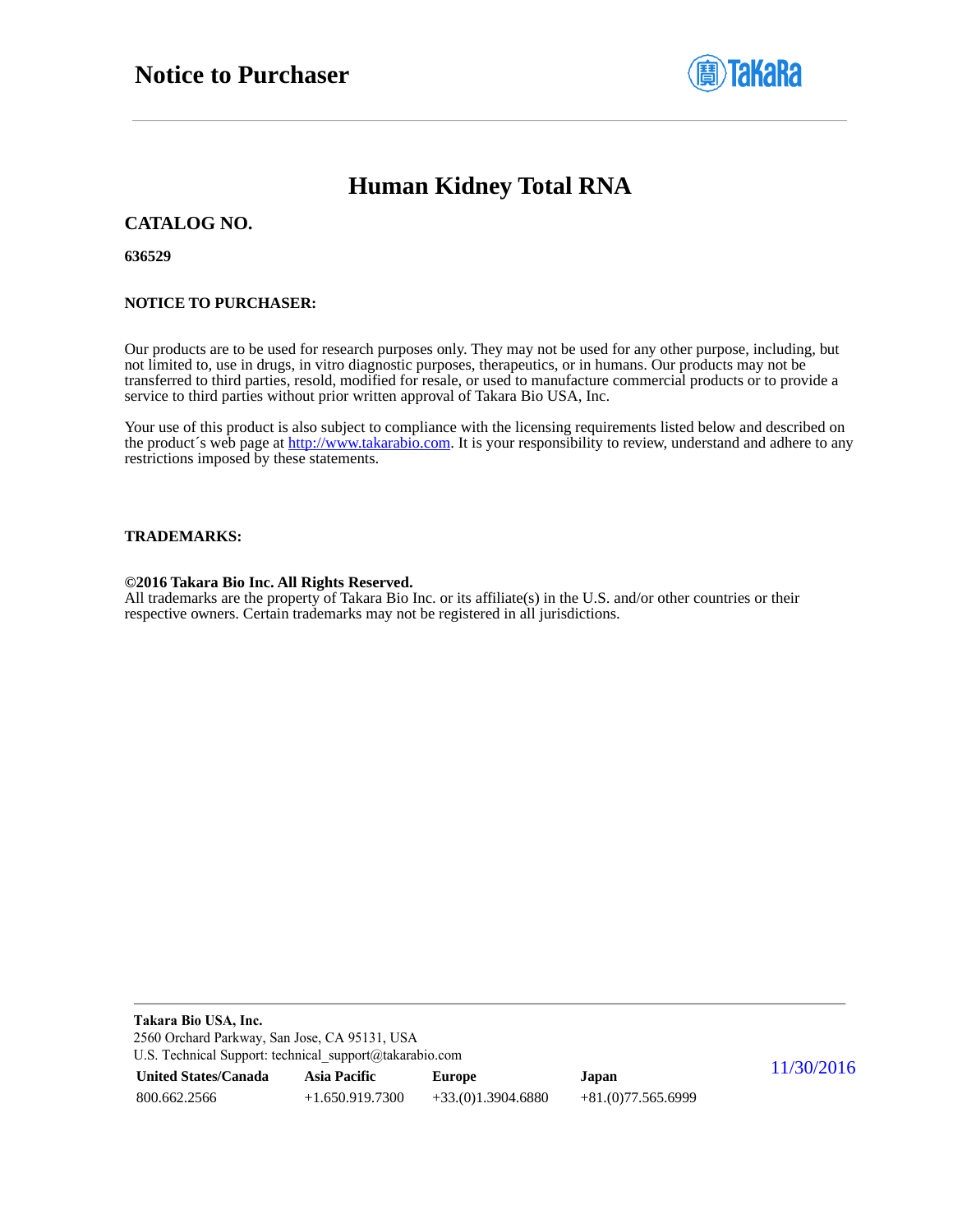# Notice to Purchaser

## Human Kidney Total RNA

### CATALOG NO.

**636529**

**NOTICE TO PURCHASER:**

Our products are to be used for research purposes only. They may not be used for any other purpose, including, but not limited to, use in drugs, in vitro diagnostic purposes, therapeutics, or in humans. Our products may not be transferred to third parties, resold, modified for resale, or used to manufacture commercial products or to provide a service to third parties without prior written approval of Takara Bio USA, Inc.

Your use of this product is also subject to compliance with the licensing requirements listed below and described on the product´s web page at http://www.takarabio.com. It is your responsibility to review, understand and adhere to any restrictions imposed by these statements.

**TRADEMARKS:**

**©2016 Takara Bio Inc. All Rights Reserved.**
All trademarks are the property of Takara Bio Inc. or its affiliate(s) in the U.S. and/or other countries or their respective owners. Certain trademarks may not be registered in all jurisdictions.

**Takara Bio USA, Inc.**
2560 Orchard Parkway, San Jose, CA 95131, USA
U.S. Technical Support: technical_support@takarabio.com

| United States/Canada | Asia Pacific | Europe | Japan |
|---|---|---|---|
| 800.662.2566 | +1.650.919.7300 | +33.(0)1.3904.6880 | +81.(0)77.565.6999 |

11/30/2016